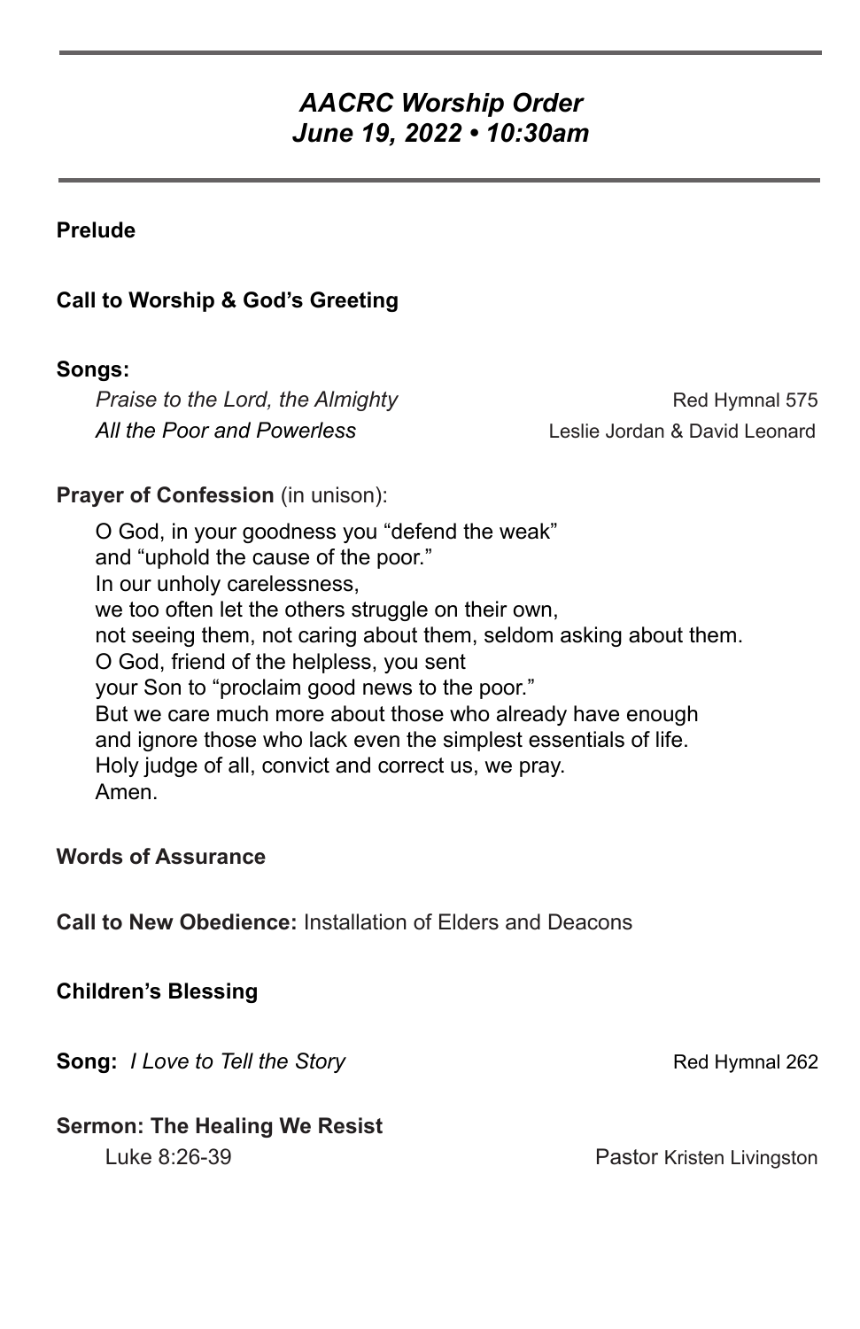# *AACRC Worship Order*
## *June 19, 2022 • 10:30am*

**Prelude**

**Call to Worship & God's Greeting**

**Songs:**

*Praise to the Lord, the Almighty* — Red Hymnal 575
*All the Poor and Powerless* — Leslie Jordan & David Leonard

**Prayer of Confession** (in unison):

O God, in your goodness you "defend the weak"
and "uphold the cause of the poor."
In our unholy carelessness,
we too often let the others struggle on their own,
not seeing them, not caring about them, seldom asking about them.
O God, friend of the helpless, you sent
your Son to "proclaim good news to the poor."
But we care much more about those who already have enough
and ignore those who lack even the simplest essentials of life.
Holy judge of all, convict and correct us, we pray.
Amen.

**Words of Assurance**

**Call to New Obedience:** Installation of Elders and Deacons

**Children's Blessing**

**Song:** *I Love to Tell the Story* — Red Hymnal 262

**Sermon: The Healing We Resist**

Luke 8:26-39 — Pastor Kristen Livingston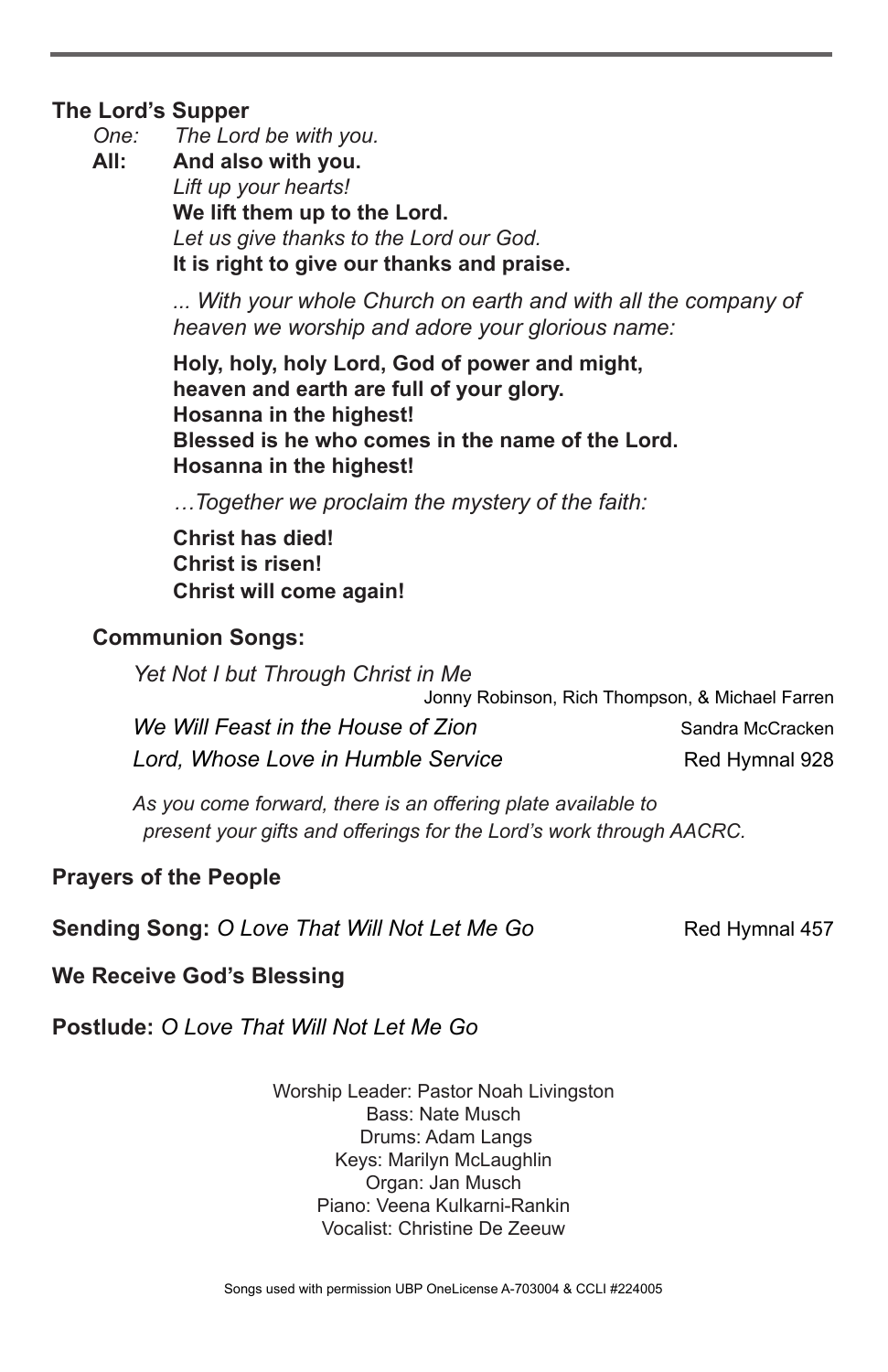**The Lord's Supper**

*One:* *The Lord be with you.*

**All:** **And also with you.**

*Lift up your hearts!*

**We lift them up to the Lord.**

*Let us give thanks to the Lord our God.*

**It is right to give our thanks and praise.**

*... With your whole Church on earth and with all the company of heaven we worship and adore your glorious name:*

**Holy, holy, holy Lord, God of power and might,**
**heaven and earth are full of your glory.**
**Hosanna in the highest!**
**Blessed is he who comes in the name of the Lord.**
**Hosanna in the highest!**

*…Together we proclaim the mystery of the faith:*

**Christ has died!**
**Christ is risen!**
**Christ will come again!**

**Communion Songs:**

*Yet Not I but Through Christ in Me* — Jonny Robinson, Rich Thompson, & Michael Farren

*We Will Feast in the House of Zion* — Sandra McCracken

*Lord, Whose Love in Humble Service* — Red Hymnal 928

*As you come forward, there is an offering plate available to present your gifts and offerings for the Lord's work through AACRC.*

**Prayers of the People**

**Sending Song:** *O Love That Will Not Let Me Go* — Red Hymnal 457

**We Receive God's Blessing**

**Postlude:** *O Love That Will Not Let Me Go*

Worship Leader: Pastor Noah Livingston
Bass: Nate Musch
Drums: Adam Langs
Keys: Marilyn McLaughlin
Organ: Jan Musch
Piano: Veena Kulkarni-Rankin
Vocalist: Christine De Zeeuw

Songs used with permission UBP OneLicense A-703004 & CCLI #224005